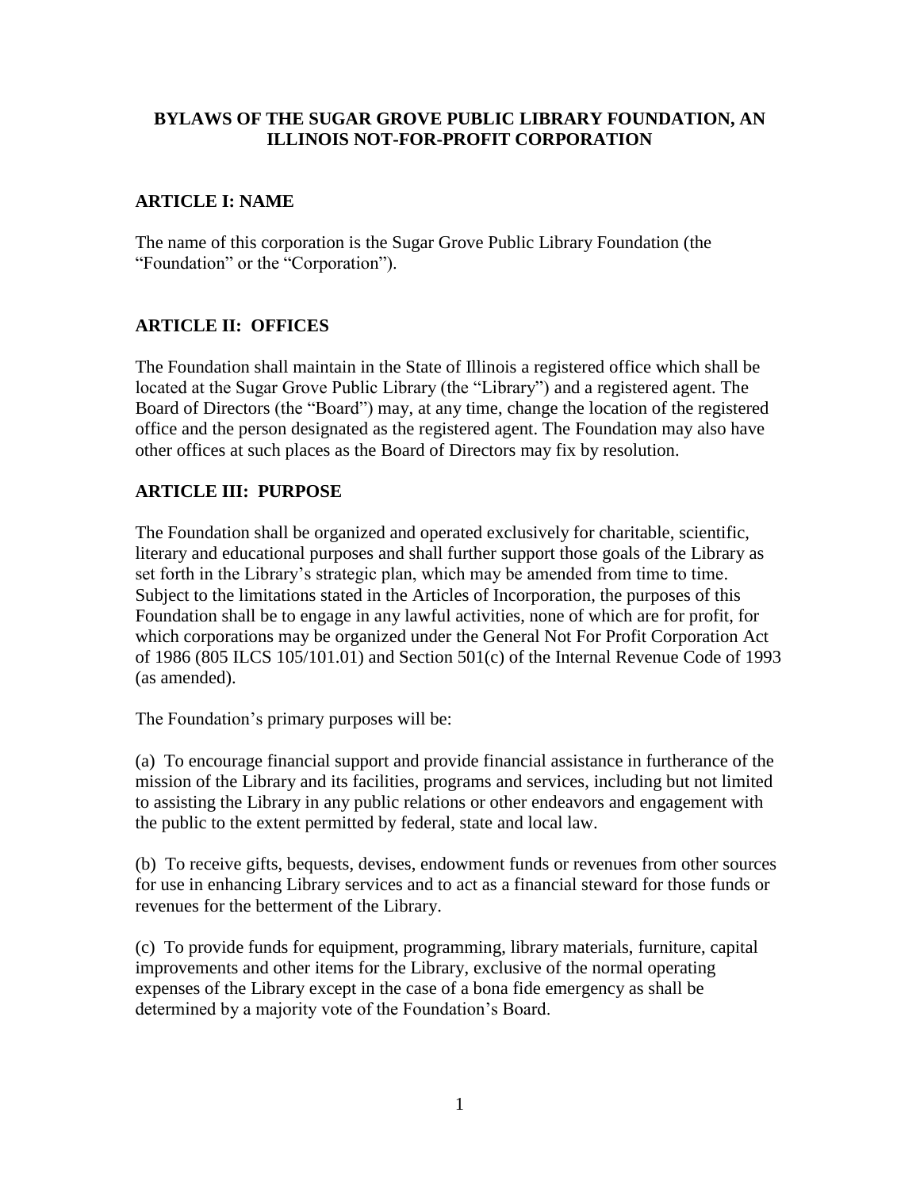# BYLAWS OF THE SUGAR GROVE PUBLIC LIBRARY FOUNDATION, AN ILLINOIS NOT-FOR-PROFIT CORPORATION

## ARTICLE I: NAME

The name of this corporation is the Sugar Grove Public Library Foundation (the "Foundation" or the "Corporation").

## ARTICLE II: OFFICES

The Foundation shall maintain in the State of Illinois a registered office which shall be located at the Sugar Grove Public Library (the "Library") and a registered agent. The Board of Directors (the "Board") may, at any time, change the location of the registered office and the person designated as the registered agent. The Foundation may also have other offices at such places as the Board of Directors may fix by resolution.

## ARTICLE III: PURPOSE

The Foundation shall be organized and operated exclusively for charitable, scientific, literary and educational purposes and shall further support those goals of the Library as set forth in the Library's strategic plan, which may be amended from time to time. Subject to the limitations stated in the Articles of Incorporation, the purposes of this Foundation shall be to engage in any lawful activities, none of which are for profit, for which corporations may be organized under the General Not For Profit Corporation Act of 1986 (805 ILCS 105/101.01) and Section 501(c) of the Internal Revenue Code of 1993 (as amended).

The Foundation's primary purposes will be:

(a) To encourage financial support and provide financial assistance in furtherance of the mission of the Library and its facilities, programs and services, including but not limited to assisting the Library in any public relations or other endeavors and engagement with the public to the extent permitted by federal, state and local law.

(b) To receive gifts, bequests, devises, endowment funds or revenues from other sources for use in enhancing Library services and to act as a financial steward for those funds or revenues for the betterment of the Library.

(c) To provide funds for equipment, programming, library materials, furniture, capital improvements and other items for the Library, exclusive of the normal operating expenses of the Library except in the case of a bona fide emergency as shall be determined by a majority vote of the Foundation's Board.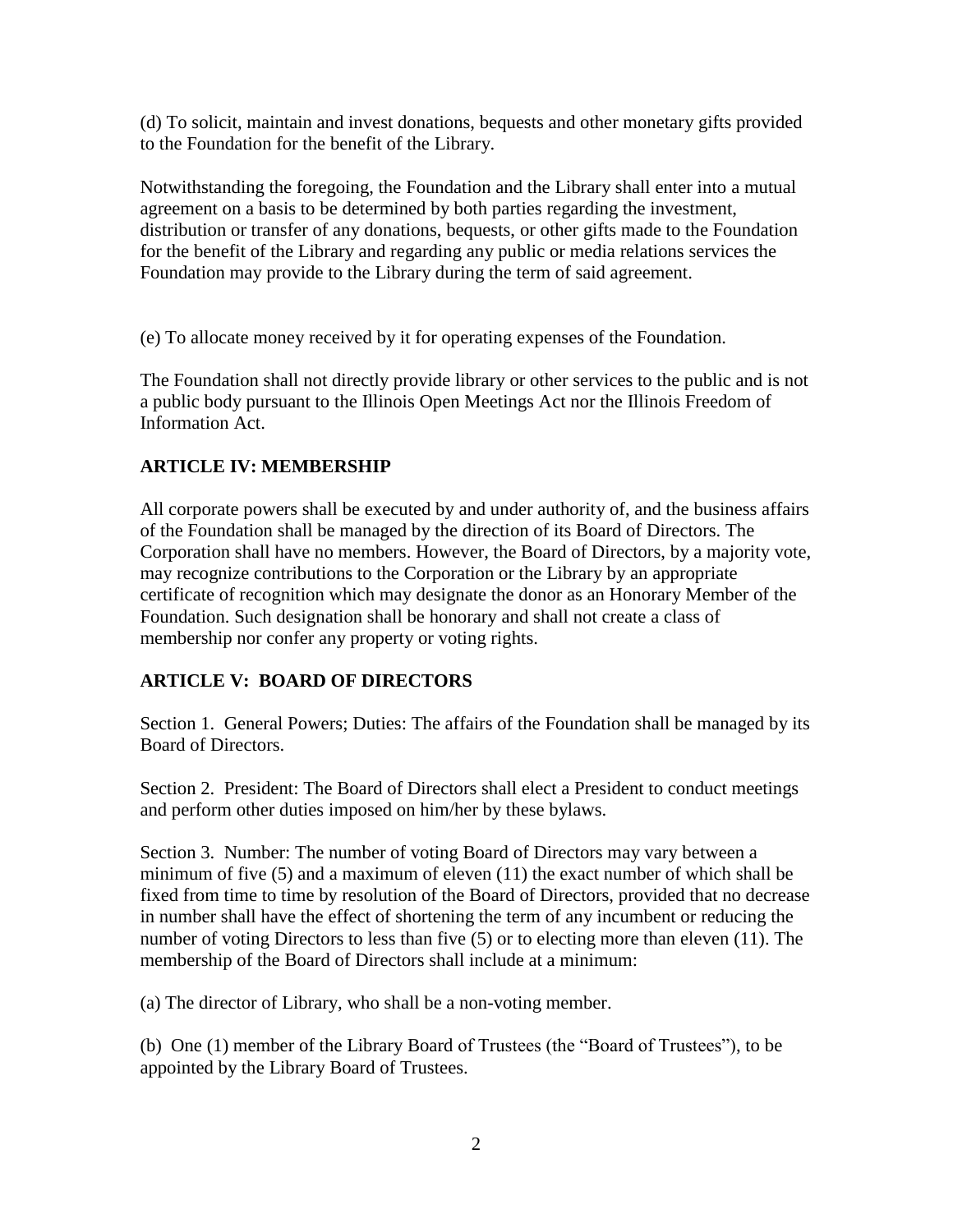(d) To solicit, maintain and invest donations, bequests and other monetary gifts provided to the Foundation for the benefit of the Library.

Notwithstanding the foregoing, the Foundation and the Library shall enter into a mutual agreement on a basis to be determined by both parties regarding the investment, distribution or transfer of any donations, bequests, or other gifts made to the Foundation for the benefit of the Library and regarding any public or media relations services the Foundation may provide to the Library during the term of said agreement.

(e) To allocate money received by it for operating expenses of the Foundation.

The Foundation shall not directly provide library or other services to the public and is not a public body pursuant to the Illinois Open Meetings Act nor the Illinois Freedom of Information Act.

## ARTICLE IV: MEMBERSHIP

All corporate powers shall be executed by and under authority of, and the business affairs of the Foundation shall be managed by the direction of its Board of Directors. The Corporation shall have no members. However, the Board of Directors, by a majority vote, may recognize contributions to the Corporation or the Library by an appropriate certificate of recognition which may designate the donor as an Honorary Member of the Foundation. Such designation shall be honorary and shall not create a class of membership nor confer any property or voting rights.

## ARTICLE V: BOARD OF DIRECTORS

Section 1. General Powers; Duties: The affairs of the Foundation shall be managed by its Board of Directors.

Section 2. President: The Board of Directors shall elect a President to conduct meetings and perform other duties imposed on him/her by these bylaws.

Section 3. Number: The number of voting Board of Directors may vary between a minimum of five (5) and a maximum of eleven (11) the exact number of which shall be fixed from time to time by resolution of the Board of Directors, provided that no decrease in number shall have the effect of shortening the term of any incumbent or reducing the number of voting Directors to less than five (5) or to electing more than eleven (11). The membership of the Board of Directors shall include at a minimum:

(a) The director of Library, who shall be a non-voting member.

(b) One (1) member of the Library Board of Trustees (the "Board of Trustees"), to be appointed by the Library Board of Trustees.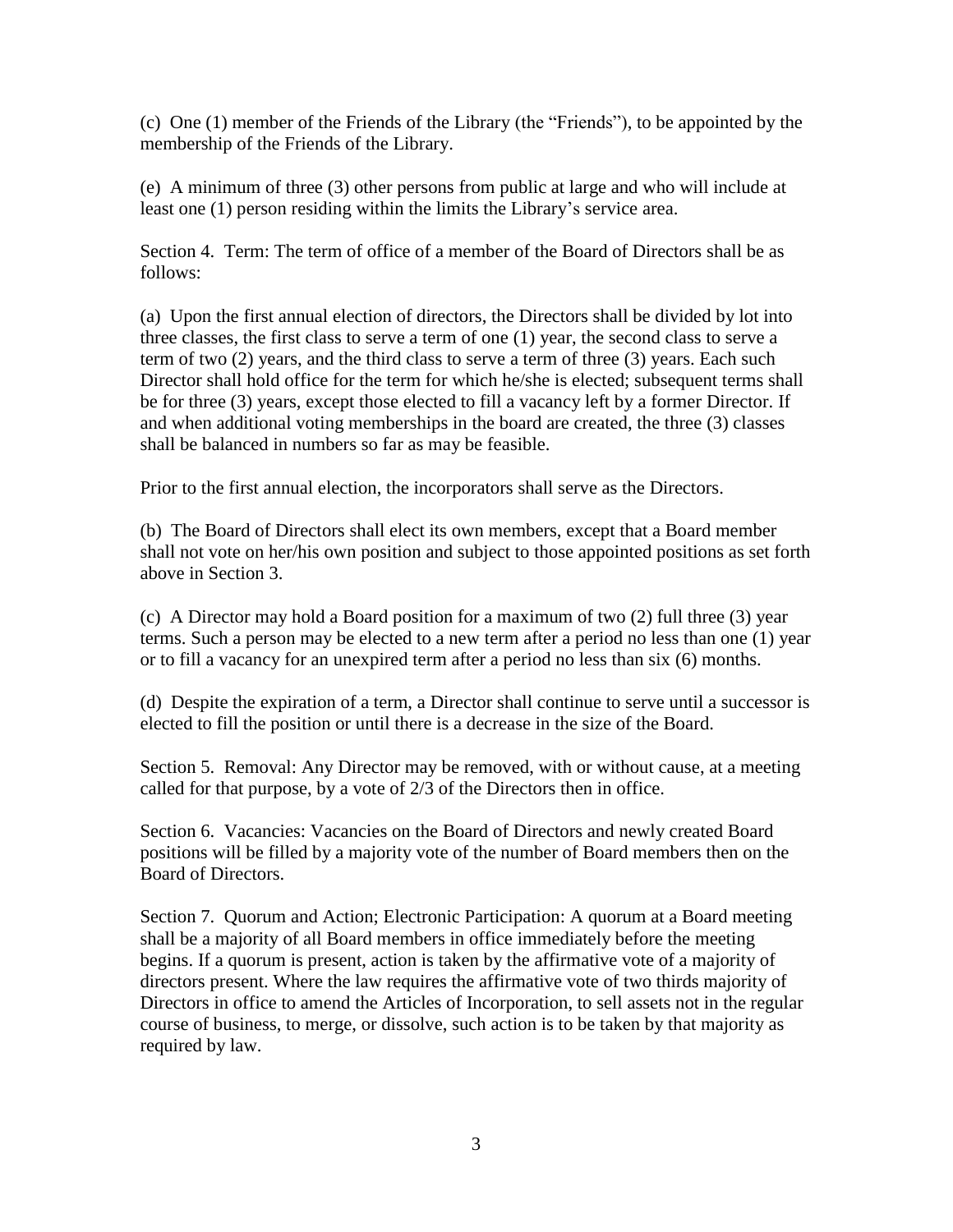(c) One (1) member of the Friends of the Library (the "Friends"), to be appointed by the membership of the Friends of the Library.

(e) A minimum of three (3) other persons from public at large and who will include at least one (1) person residing within the limits the Library's service area.

Section 4. Term: The term of office of a member of the Board of Directors shall be as follows:

(a) Upon the first annual election of directors, the Directors shall be divided by lot into three classes, the first class to serve a term of one (1) year, the second class to serve a term of two (2) years, and the third class to serve a term of three (3) years. Each such Director shall hold office for the term for which he/she is elected; subsequent terms shall be for three (3) years, except those elected to fill a vacancy left by a former Director. If and when additional voting memberships in the board are created, the three (3) classes shall be balanced in numbers so far as may be feasible.

Prior to the first annual election, the incorporators shall serve as the Directors.

(b) The Board of Directors shall elect its own members, except that a Board member shall not vote on her/his own position and subject to those appointed positions as set forth above in Section 3.

(c) A Director may hold a Board position for a maximum of two (2) full three (3) year terms. Such a person may be elected to a new term after a period no less than one (1) year or to fill a vacancy for an unexpired term after a period no less than six (6) months.

(d) Despite the expiration of a term, a Director shall continue to serve until a successor is elected to fill the position or until there is a decrease in the size of the Board.

Section 5. Removal: Any Director may be removed, with or without cause, at a meeting called for that purpose, by a vote of 2/3 of the Directors then in office.

Section 6. Vacancies: Vacancies on the Board of Directors and newly created Board positions will be filled by a majority vote of the number of Board members then on the Board of Directors.

Section 7. Quorum and Action; Electronic Participation: A quorum at a Board meeting shall be a majority of all Board members in office immediately before the meeting begins. If a quorum is present, action is taken by the affirmative vote of a majority of directors present. Where the law requires the affirmative vote of two thirds majority of Directors in office to amend the Articles of Incorporation, to sell assets not in the regular course of business, to merge, or dissolve, such action is to be taken by that majority as required by law.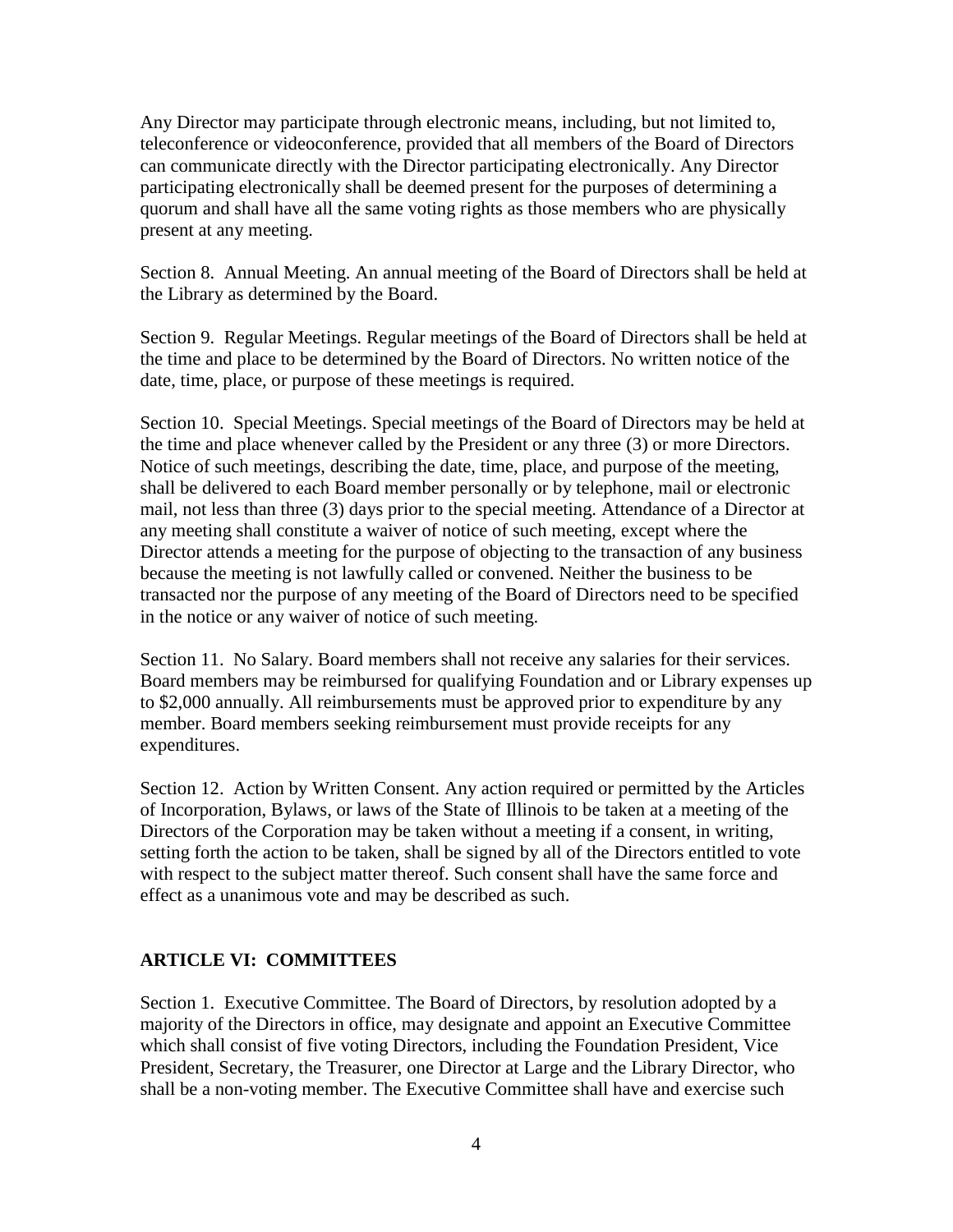Any Director may participate through electronic means, including, but not limited to, teleconference or videoconference, provided that all members of the Board of Directors can communicate directly with the Director participating electronically. Any Director participating electronically shall be deemed present for the purposes of determining a quorum and shall have all the same voting rights as those members who are physically present at any meeting.

Section 8. Annual Meeting. An annual meeting of the Board of Directors shall be held at the Library as determined by the Board.

Section 9. Regular Meetings. Regular meetings of the Board of Directors shall be held at the time and place to be determined by the Board of Directors. No written notice of the date, time, place, or purpose of these meetings is required.

Section 10. Special Meetings. Special meetings of the Board of Directors may be held at the time and place whenever called by the President or any three (3) or more Directors. Notice of such meetings, describing the date, time, place, and purpose of the meeting, shall be delivered to each Board member personally or by telephone, mail or electronic mail, not less than three (3) days prior to the special meeting. Attendance of a Director at any meeting shall constitute a waiver of notice of such meeting, except where the Director attends a meeting for the purpose of objecting to the transaction of any business because the meeting is not lawfully called or convened. Neither the business to be transacted nor the purpose of any meeting of the Board of Directors need to be specified in the notice or any waiver of notice of such meeting.

Section 11. No Salary. Board members shall not receive any salaries for their services. Board members may be reimbursed for qualifying Foundation and or Library expenses up to $2,000 annually. All reimbursements must be approved prior to expenditure by any member. Board members seeking reimbursement must provide receipts for any expenditures.

Section 12. Action by Written Consent. Any action required or permitted by the Articles of Incorporation, Bylaws, or laws of the State of Illinois to be taken at a meeting of the Directors of the Corporation may be taken without a meeting if a consent, in writing, setting forth the action to be taken, shall be signed by all of the Directors entitled to vote with respect to the subject matter thereof. Such consent shall have the same force and effect as a unanimous vote and may be described as such.

## ARTICLE VI: COMMITTEES

Section 1. Executive Committee. The Board of Directors, by resolution adopted by a majority of the Directors in office, may designate and appoint an Executive Committee which shall consist of five voting Directors, including the Foundation President, Vice President, Secretary, the Treasurer, one Director at Large and the Library Director, who shall be a non-voting member. The Executive Committee shall have and exercise such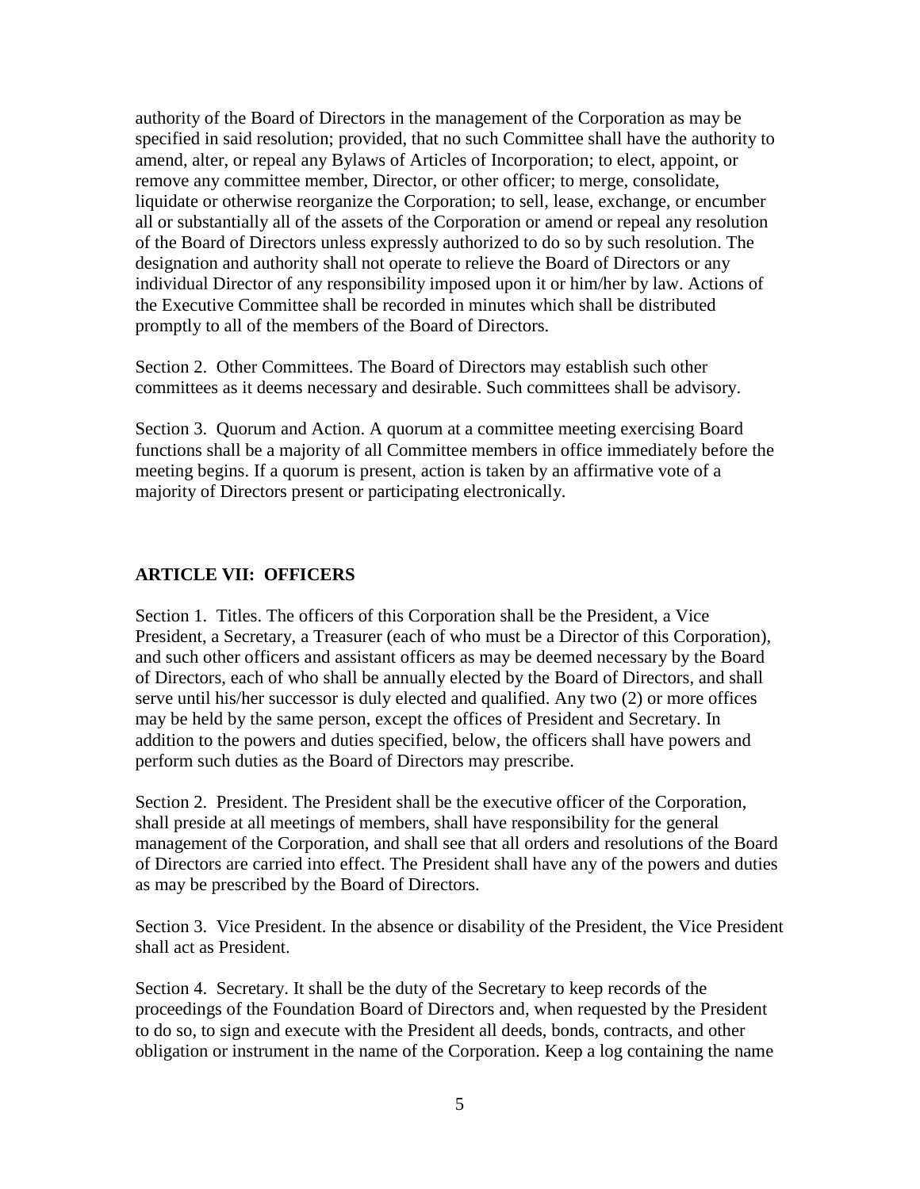authority of the Board of Directors in the management of the Corporation as may be specified in said resolution; provided, that no such Committee shall have the authority to amend, alter, or repeal any Bylaws of Articles of Incorporation; to elect, appoint, or remove any committee member, Director, or other officer; to merge, consolidate, liquidate or otherwise reorganize the Corporation; to sell, lease, exchange, or encumber all or substantially all of the assets of the Corporation or amend or repeal any resolution of the Board of Directors unless expressly authorized to do so by such resolution. The designation and authority shall not operate to relieve the Board of Directors or any individual Director of any responsibility imposed upon it or him/her by law. Actions of the Executive Committee shall be recorded in minutes which shall be distributed promptly to all of the members of the Board of Directors.

Section 2. Other Committees. The Board of Directors may establish such other committees as it deems necessary and desirable. Such committees shall be advisory.

Section 3. Quorum and Action. A quorum at a committee meeting exercising Board functions shall be a majority of all Committee members in office immediately before the meeting begins. If a quorum is present, action is taken by an affirmative vote of a majority of Directors present or participating electronically.

## ARTICLE VII: OFFICERS

Section 1. Titles. The officers of this Corporation shall be the President, a Vice President, a Secretary, a Treasurer (each of who must be a Director of this Corporation), and such other officers and assistant officers as may be deemed necessary by the Board of Directors, each of who shall be annually elected by the Board of Directors, and shall serve until his/her successor is duly elected and qualified. Any two (2) or more offices may be held by the same person, except the offices of President and Secretary. In addition to the powers and duties specified, below, the officers shall have powers and perform such duties as the Board of Directors may prescribe.

Section 2. President. The President shall be the executive officer of the Corporation, shall preside at all meetings of members, shall have responsibility for the general management of the Corporation, and shall see that all orders and resolutions of the Board of Directors are carried into effect. The President shall have any of the powers and duties as may be prescribed by the Board of Directors.

Section 3. Vice President. In the absence or disability of the President, the Vice President shall act as President.

Section 4. Secretary. It shall be the duty of the Secretary to keep records of the proceedings of the Foundation Board of Directors and, when requested by the President to do so, to sign and execute with the President all deeds, bonds, contracts, and other obligation or instrument in the name of the Corporation. Keep a log containing the name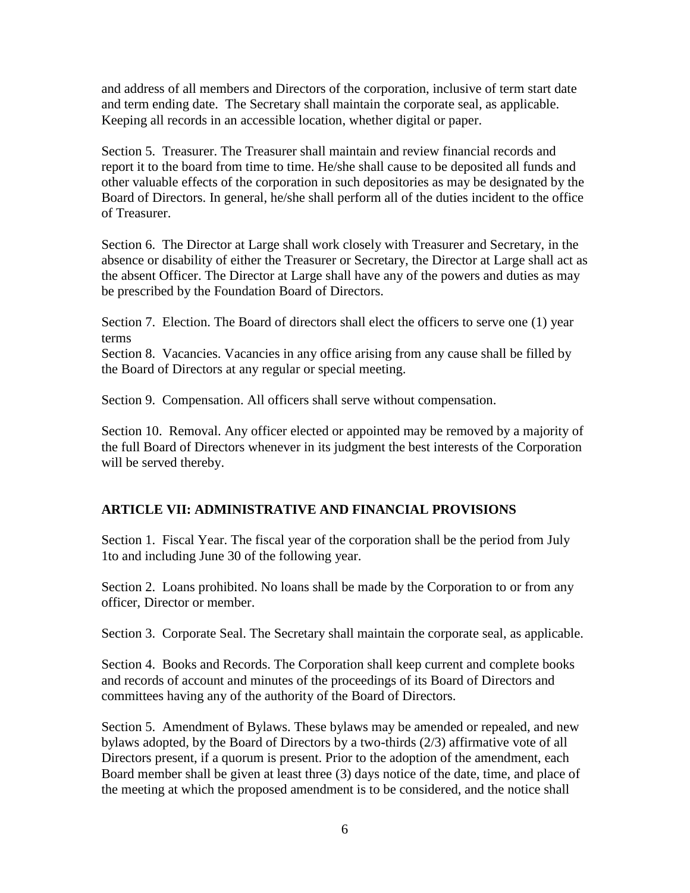and address of all members and Directors of the corporation, inclusive of term start date and term ending date. The Secretary shall maintain the corporate seal, as applicable. Keeping all records in an accessible location, whether digital or paper.

Section 5. Treasurer. The Treasurer shall maintain and review financial records and report it to the board from time to time. He/she shall cause to be deposited all funds and other valuable effects of the corporation in such depositories as may be designated by the Board of Directors. In general, he/she shall perform all of the duties incident to the office of Treasurer.

Section 6. The Director at Large shall work closely with Treasurer and Secretary, in the absence or disability of either the Treasurer or Secretary, the Director at Large shall act as the absent Officer. The Director at Large shall have any of the powers and duties as may be prescribed by the Foundation Board of Directors.

Section 7. Election. The Board of directors shall elect the officers to serve one (1) year terms

Section 8. Vacancies. Vacancies in any office arising from any cause shall be filled by the Board of Directors at any regular or special meeting.

Section 9. Compensation. All officers shall serve without compensation.

Section 10. Removal. Any officer elected or appointed may be removed by a majority of the full Board of Directors whenever in its judgment the best interests of the Corporation will be served thereby.

## ARTICLE VII: ADMINISTRATIVE AND FINANCIAL PROVISIONS

Section 1. Fiscal Year. The fiscal year of the corporation shall be the period from July 1to and including June 30 of the following year.

Section 2. Loans prohibited. No loans shall be made by the Corporation to or from any officer, Director or member.

Section 3. Corporate Seal. The Secretary shall maintain the corporate seal, as applicable.

Section 4. Books and Records. The Corporation shall keep current and complete books and records of account and minutes of the proceedings of its Board of Directors and committees having any of the authority of the Board of Directors.

Section 5. Amendment of Bylaws. These bylaws may be amended or repealed, and new bylaws adopted, by the Board of Directors by a two-thirds (2/3) affirmative vote of all Directors present, if a quorum is present. Prior to the adoption of the amendment, each Board member shall be given at least three (3) days notice of the date, time, and place of the meeting at which the proposed amendment is to be considered, and the notice shall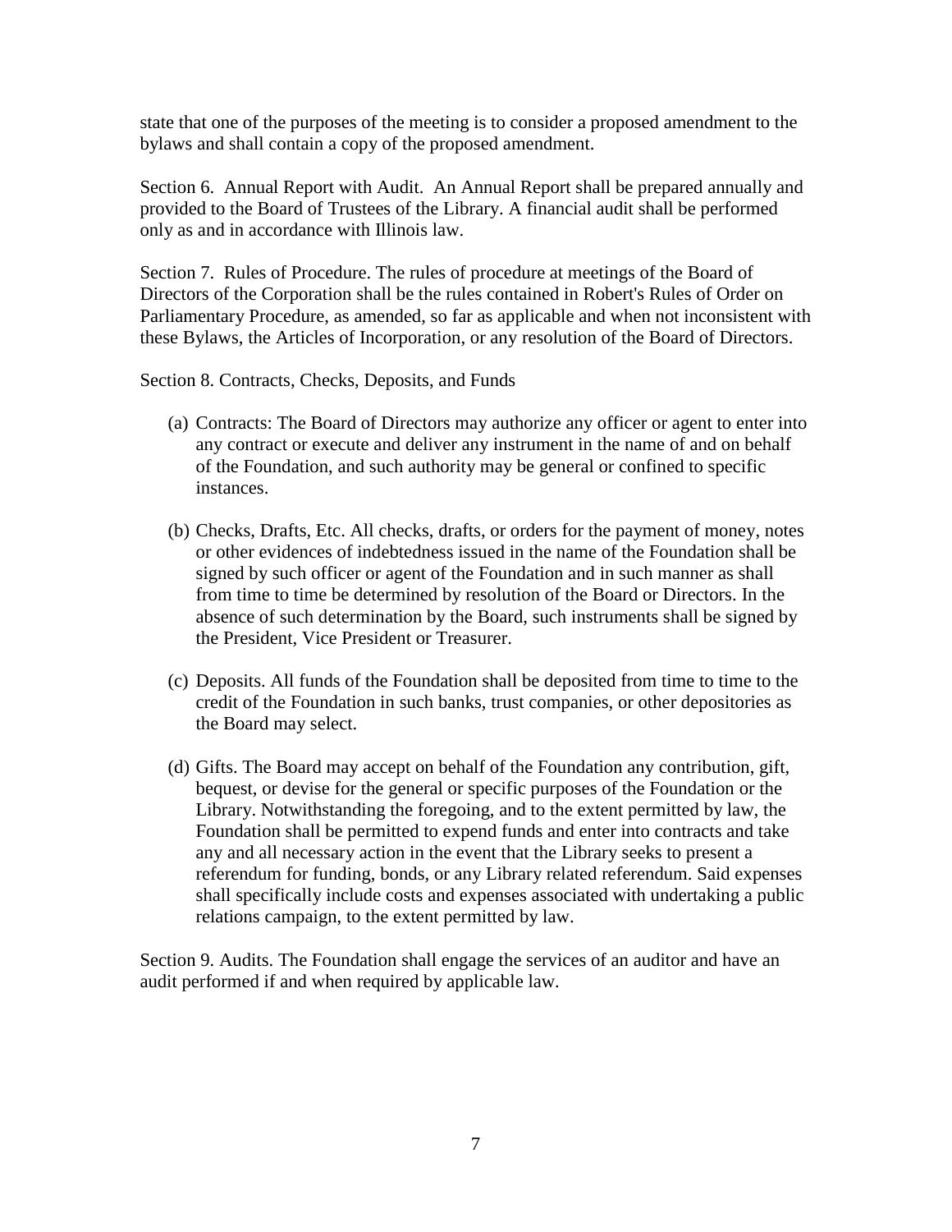state that one of the purposes of the meeting is to consider a proposed amendment to the bylaws and shall contain a copy of the proposed amendment.

Section 6. Annual Report with Audit. An Annual Report shall be prepared annually and provided to the Board of Trustees of the Library. A financial audit shall be performed only as and in accordance with Illinois law.

Section 7. Rules of Procedure. The rules of procedure at meetings of the Board of Directors of the Corporation shall be the rules contained in Robert's Rules of Order on Parliamentary Procedure, as amended, so far as applicable and when not inconsistent with these Bylaws, the Articles of Incorporation, or any resolution of the Board of Directors.

Section 8. Contracts, Checks, Deposits, and Funds

(a) Contracts: The Board of Directors may authorize any officer or agent to enter into any contract or execute and deliver any instrument in the name of and on behalf of the Foundation, and such authority may be general or confined to specific instances.

(b) Checks, Drafts, Etc. All checks, drafts, or orders for the payment of money, notes or other evidences of indebtedness issued in the name of the Foundation shall be signed by such officer or agent of the Foundation and in such manner as shall from time to time be determined by resolution of the Board or Directors. In the absence of such determination by the Board, such instruments shall be signed by the President, Vice President or Treasurer.

(c) Deposits. All funds of the Foundation shall be deposited from time to time to the credit of the Foundation in such banks, trust companies, or other depositories as the Board may select.

(d) Gifts. The Board may accept on behalf of the Foundation any contribution, gift, bequest, or devise for the general or specific purposes of the Foundation or the Library. Notwithstanding the foregoing, and to the extent permitted by law, the Foundation shall be permitted to expend funds and enter into contracts and take any and all necessary action in the event that the Library seeks to present a referendum for funding, bonds, or any Library related referendum. Said expenses shall specifically include costs and expenses associated with undertaking a public relations campaign, to the extent permitted by law.

Section 9. Audits. The Foundation shall engage the services of an auditor and have an audit performed if and when required by applicable law.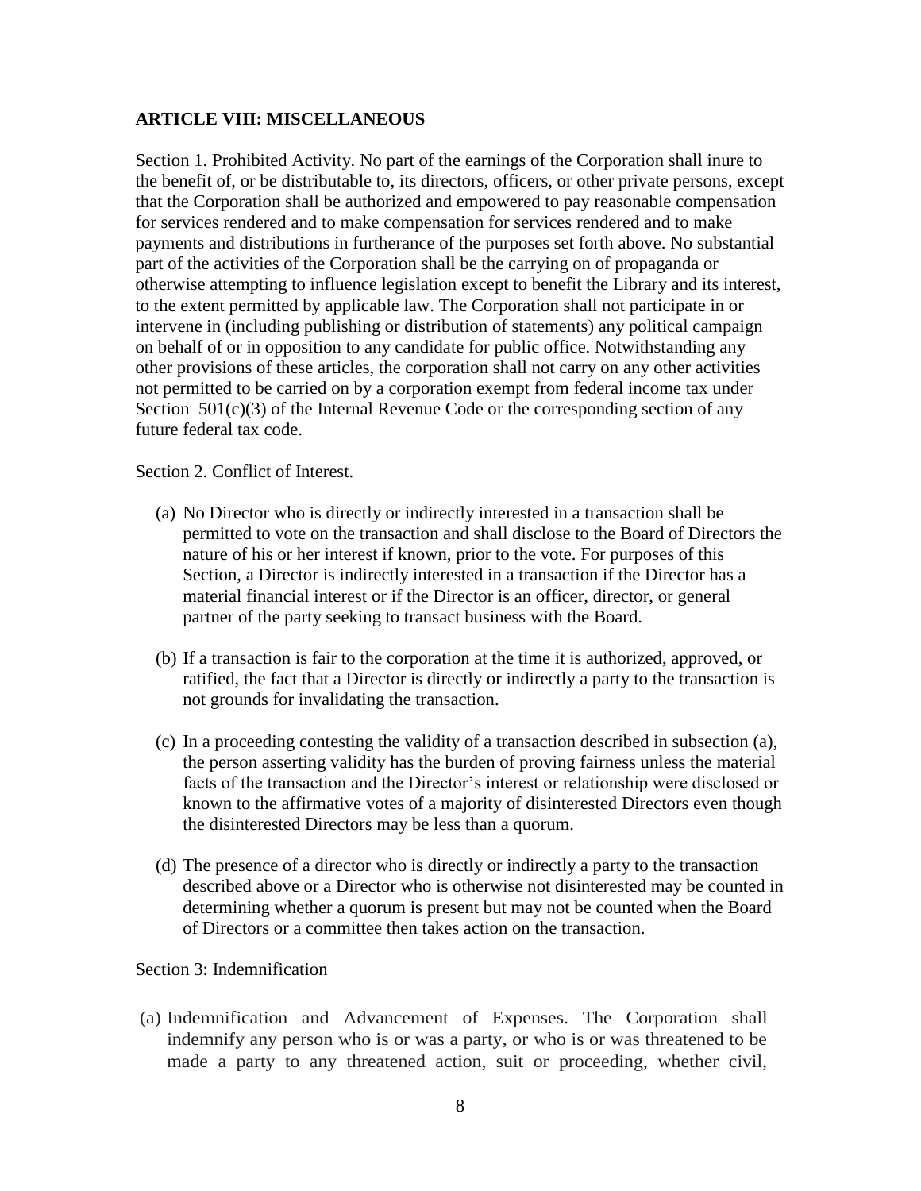**ARTICLE VIII: MISCELLANEOUS**

Section 1. Prohibited Activity. No part of the earnings of the Corporation shall inure to the benefit of, or be distributable to, its directors, officers, or other private persons, except that the Corporation shall be authorized and empowered to pay reasonable compensation for services rendered and to make compensation for services rendered and to make payments and distributions in furtherance of the purposes set forth above. No substantial part of the activities of the Corporation shall be the carrying on of propaganda or otherwise attempting to influence legislation except to benefit the Library and its interest, to the extent permitted by applicable law. The Corporation shall not participate in or intervene in (including publishing or distribution of statements) any political campaign on behalf of or in opposition to any candidate for public office. Notwithstanding any other provisions of these articles, the corporation shall not carry on any other activities not permitted to be carried on by a corporation exempt from federal income tax under Section 501(c)(3) of the Internal Revenue Code or the corresponding section of any future federal tax code.

Section 2. Conflict of Interest.

(a) No Director who is directly or indirectly interested in a transaction shall be permitted to vote on the transaction and shall disclose to the Board of Directors the nature of his or her interest if known, prior to the vote. For purposes of this Section, a Director is indirectly interested in a transaction if the Director has a material financial interest or if the Director is an officer, director, or general partner of the party seeking to transact business with the Board.

(b) If a transaction is fair to the corporation at the time it is authorized, approved, or ratified, the fact that a Director is directly or indirectly a party to the transaction is not grounds for invalidating the transaction.

(c) In a proceeding contesting the validity of a transaction described in subsection (a), the person asserting validity has the burden of proving fairness unless the material facts of the transaction and the Director's interest or relationship were disclosed or known to the affirmative votes of a majority of disinterested Directors even though the disinterested Directors may be less than a quorum.

(d) The presence of a director who is directly or indirectly a party to the transaction described above or a Director who is otherwise not disinterested may be counted in determining whether a quorum is present but may not be counted when the Board of Directors or a committee then takes action on the transaction.

Section 3: Indemnification

(a) Indemnification and Advancement of Expenses. The Corporation shall indemnify any person who is or was a party, or who is or was threatened to be made a party to any threatened action, suit or proceeding, whether civil,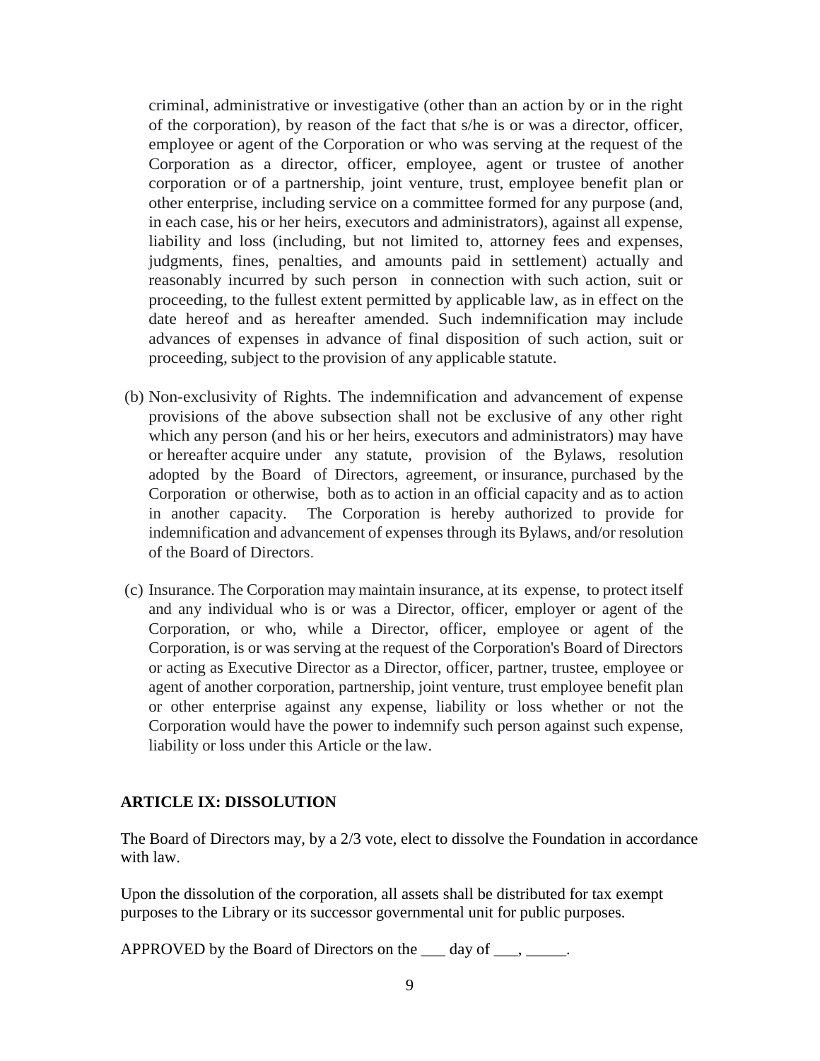criminal, administrative or investigative (other than an action by or in the right of the corporation), by reason of the fact that s/he is or was a director, officer, employee or agent of the Corporation or who was serving at the request of the Corporation as a director, officer, employee, agent or trustee of another corporation or of a partnership, joint venture, trust, employee benefit plan or other enterprise, including service on a committee formed for any purpose (and, in each case, his or her heirs, executors and administrators), against all expense, liability and loss (including, but not limited to, attorney fees and expenses, judgments, fines, penalties, and amounts paid in settlement) actually and reasonably incurred by such person in connection with such action, suit or proceeding, to the fullest extent permitted by applicable law, as in effect on the date hereof and as hereafter amended. Such indemnification may include advances of expenses in advance of final disposition of such action, suit or proceeding, subject to the provision of any applicable statute.

(b) Non-exclusivity of Rights. The indemnification and advancement of expense provisions of the above subsection shall not be exclusive of any other right which any person (and his or her heirs, executors and administrators) may have or hereafter acquire under any statute, provision of the Bylaws, resolution adopted by the Board of Directors, agreement, or insurance, purchased by the Corporation or otherwise, both as to action in an official capacity and as to action in another capacity. The Corporation is hereby authorized to provide for indemnification and advancement of expenses through its Bylaws, and/or resolution of the Board of Directors.

(c) Insurance. The Corporation may maintain insurance, at its expense, to protect itself and any individual who is or was a Director, officer, employer or agent of the Corporation, or who, while a Director, officer, employee or agent of the Corporation, is or was serving at the request of the Corporation's Board of Directors or acting as Executive Director as a Director, officer, partner, trustee, employee or agent of another corporation, partnership, joint venture, trust employee benefit plan or other enterprise against any expense, liability or loss whether or not the Corporation would have the power to indemnify such person against such expense, liability or loss under this Article or the law.

**ARTICLE IX: DISSOLUTION**

The Board of Directors may, by a 2/3 vote, elect to dissolve the Foundation in accordance with law.

Upon the dissolution of the corporation, all assets shall be distributed for tax exempt purposes to the Library or its successor governmental unit for public purposes.

APPROVED by the Board of Directors on the ___ day of ___, _____.